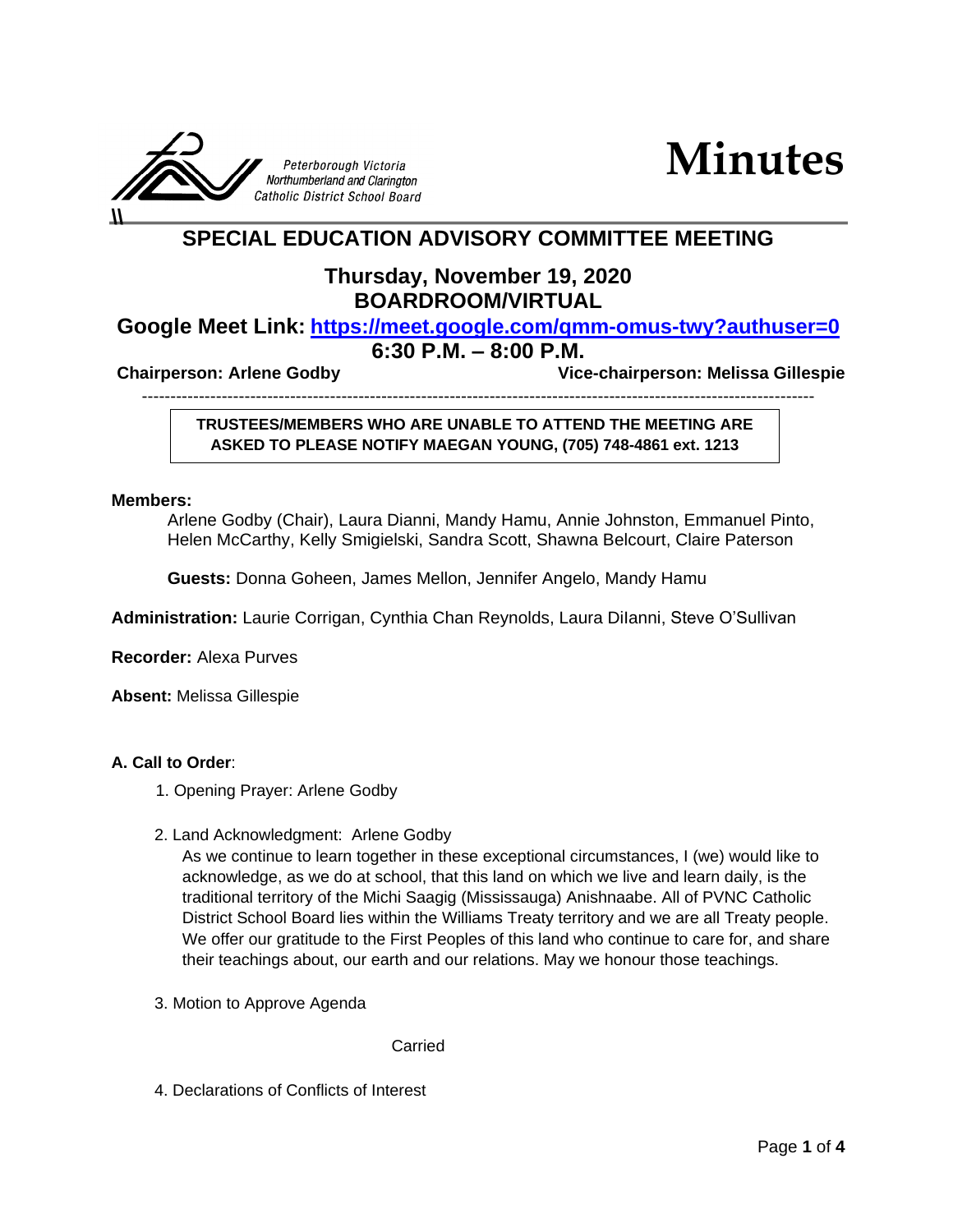Peterborough Victoria Northumberland and Clarington Catholic District School Board

# Minutes

## SPECIAL EDUCATION ADVISORY COMMITTEE MEETING

### Thursday, November 19, 2020
### BOARDROOM/VIRTUAL

**Google Meet Link: [https://meet.google.com/qmm-omus-twy?authuser=0](https://meet.google.com/qmm-omus-twy?authuser=0)**

**6:30 P.M. – 8:00 P.M.**

**Chairperson: Arlene Godby** **Vice-chairperson: Melissa Gillespie**

---

**TRUSTEES/MEMBERS WHO ARE UNABLE TO ATTEND THE MEETING ARE ASKED TO PLEASE NOTIFY MAEGAN YOUNG, (705) 748-4861 ext. 1213**

**Members:**

Arlene Godby (Chair), Laura Dianni, Mandy Hamu, Annie Johnston, Emmanuel Pinto, Helen McCarthy, Kelly Smigielski, Sandra Scott, Shawna Belcourt, Claire Paterson

**Guests:** Donna Goheen, James Mellon, Jennifer Angelo, Mandy Hamu

**Administration:** Laurie Corrigan, Cynthia Chan Reynolds, Laura DiIanni, Steve O'Sullivan

**Recorder:** Alexa Purves

**Absent:** Melissa Gillespie

**A. Call to Order**:

1. Opening Prayer: Arlene Godby

2. Land Acknowledgment: Arlene Godby

   As we continue to learn together in these exceptional circumstances, I (we) would like to acknowledge, as we do at school, that this land on which we live and learn daily, is the traditional territory of the Michi Saagig (Mississauga) Anishnaabe. All of PVNC Catholic District School Board lies within the Williams Treaty territory and we are all Treaty people. We offer our gratitude to the First Peoples of this land who continue to care for, and share their teachings about, our earth and our relations. May we honour those teachings.

3. Motion to Approve Agenda

   Carried

4. Declarations of Conflicts of Interest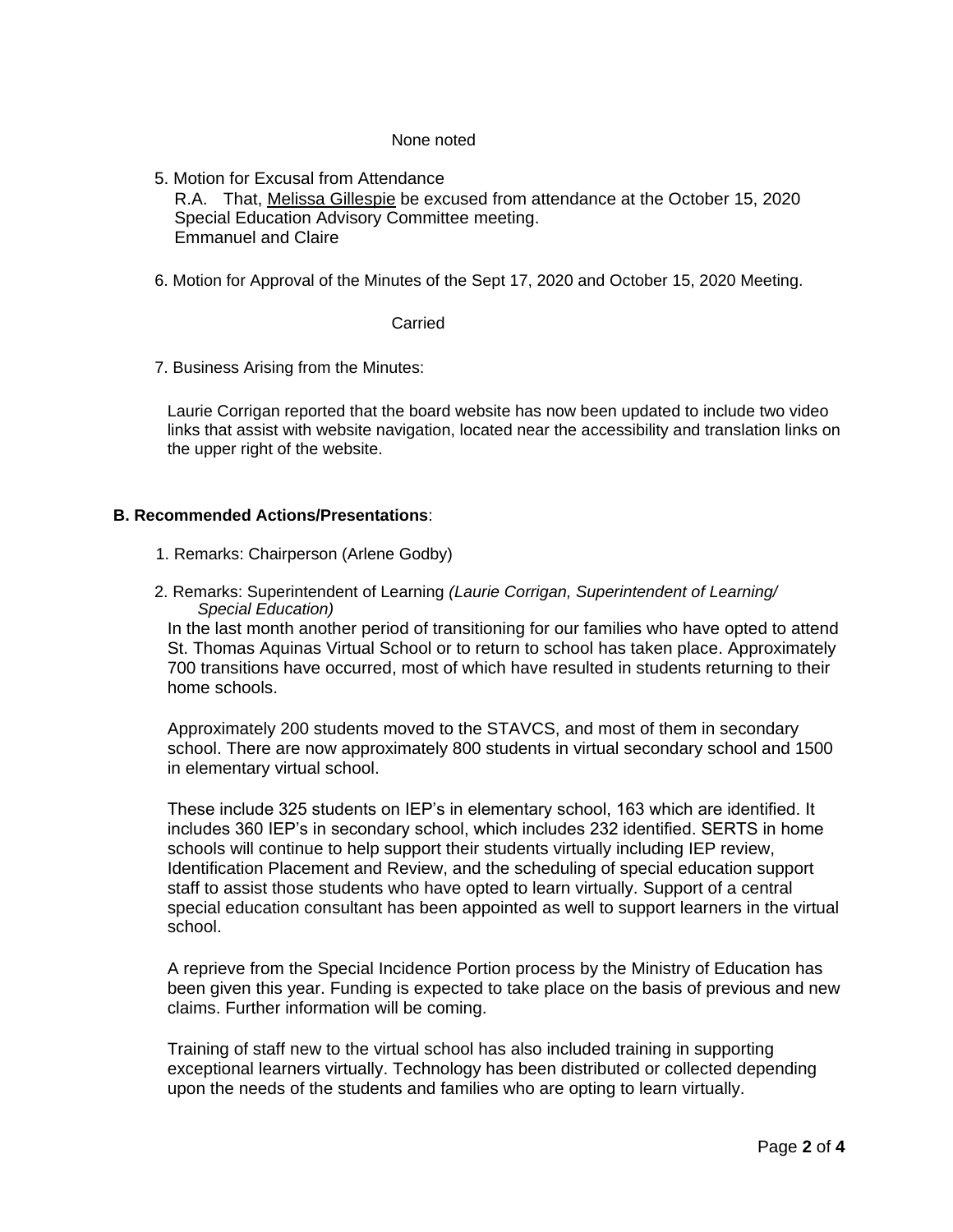None noted

5. Motion for Excusal from Attendance
   R.A. That, Melissa Gillespie be excused from attendance at the October 15, 2020 Special Education Advisory Committee meeting.
   Emmanuel and Claire

6. Motion for Approval of the Minutes of the Sept 17, 2020 and October 15, 2020 Meeting.

   Carried

7. Business Arising from the Minutes:

   Laurie Corrigan reported that the board website has now been updated to include two video links that assist with website navigation, located near the accessibility and translation links on the upper right of the website.

**B. Recommended Actions/Presentations**:

1. Remarks: Chairperson (Arlene Godby)

2. Remarks: Superintendent of Learning *(Laurie Corrigan, Superintendent of Learning/ Special Education)*

   In the last month another period of transitioning for our families who have opted to attend St. Thomas Aquinas Virtual School or to return to school has taken place. Approximately 700 transitions have occurred, most of which have resulted in students returning to their home schools.

   Approximately 200 students moved to the STAVCS, and most of them in secondary school. There are now approximately 800 students in virtual secondary school and 1500 in elementary virtual school.

   These include 325 students on IEP's in elementary school, 163 which are identified. It includes 360 IEP's in secondary school, which includes 232 identified. SERTS in home schools will continue to help support their students virtually including IEP review, Identification Placement and Review, and the scheduling of special education support staff to assist those students who have opted to learn virtually. Support of a central special education consultant has been appointed as well to support learners in the virtual school.

   A reprieve from the Special Incidence Portion process by the Ministry of Education has been given this year. Funding is expected to take place on the basis of previous and new claims. Further information will be coming.

   Training of staff new to the virtual school has also included training in supporting exceptional learners virtually. Technology has been distributed or collected depending upon the needs of the students and families who are opting to learn virtually.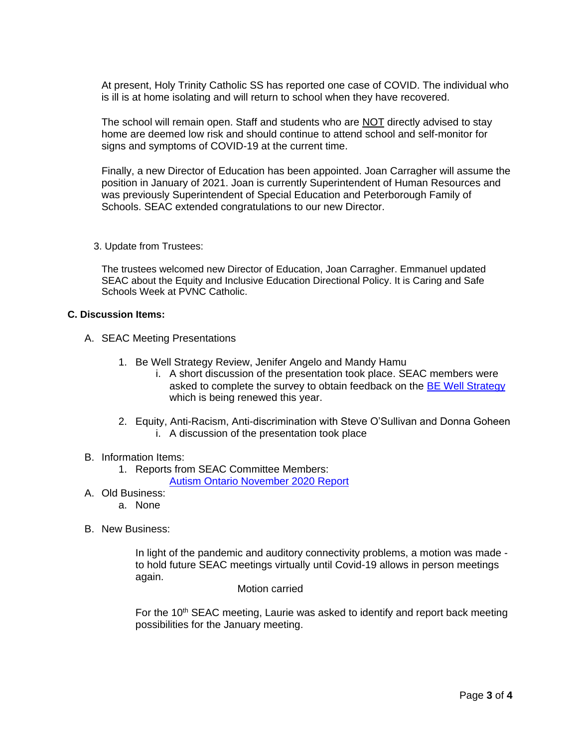At present, Holy Trinity Catholic SS has reported one case of COVID. The individual who is ill is at home isolating and will return to school when they have recovered.

The school will remain open. Staff and students who are NOT directly advised to stay home are deemed low risk and should continue to attend school and self-monitor for signs and symptoms of COVID-19 at the current time.

Finally, a new Director of Education has been appointed. Joan Carragher will assume the position in January of 2021. Joan is currently Superintendent of Human Resources and was previously Superintendent of Special Education and Peterborough Family of Schools. SEAC extended congratulations to our new Director.

3. Update from Trustees:

The trustees welcomed new Director of Education, Joan Carragher. Emmanuel updated SEAC about the Equity and Inclusive Education Directional Policy. It is Caring and Safe Schools Week at PVNC Catholic.

**C. Discussion Items:**

A. SEAC Meeting Presentations

1. Be Well Strategy Review, Jenifer Angelo and Mandy Hamu
    - i. A short discussion of the presentation took place. SEAC members were asked to complete the survey to obtain feedback on the BE Well Strategy which is being renewed this year.

2. Equity, Anti-Racism, Anti-discrimination with Steve O'Sullivan and Donna Goheen
    - i. A discussion of the presentation took place

B. Information Items:

1. Reports from SEAC Committee Members:
   Autism Ontario November 2020 Report

A. Old Business:

a. None

B. New Business:

In light of the pandemic and auditory connectivity problems, a motion was made - to hold future SEAC meetings virtually until Covid-19 allows in person meetings again.

Motion carried

For the 10th SEAC meeting, Laurie was asked to identify and report back meeting possibilities for the January meeting.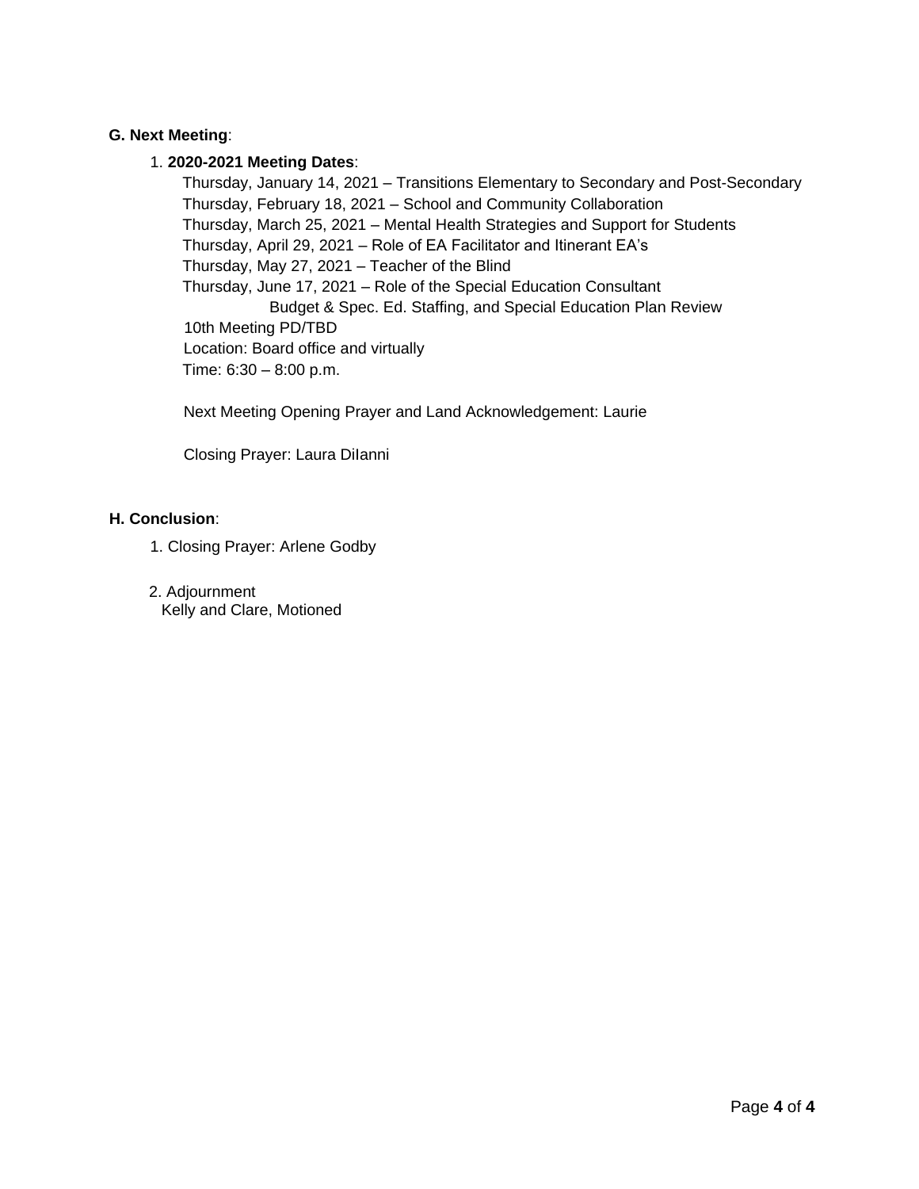**G. Next Meeting**:

1. **2020-2021 Meeting Dates**:

Thursday, January 14, 2021 – Transitions Elementary to Secondary and Post-Secondary
Thursday, February 18, 2021 – School and Community Collaboration
Thursday, March 25, 2021 – Mental Health Strategies and Support for Students
Thursday, April 29, 2021 – Role of EA Facilitator and Itinerant EA's
Thursday, May 27, 2021 – Teacher of the Blind
Thursday, June 17, 2021 – Role of the Special Education Consultant
Budget & Spec. Ed. Staffing, and Special Education Plan Review
10th Meeting PD/TBD
Location: Board office and virtually
Time: 6:30 – 8:00 p.m.

Next Meeting Opening Prayer and Land Acknowledgement: Laurie

Closing Prayer: Laura DiIanni

**H. Conclusion**:

1. Closing Prayer: Arlene Godby

2. Adjournment
Kelly and Clare, Motioned